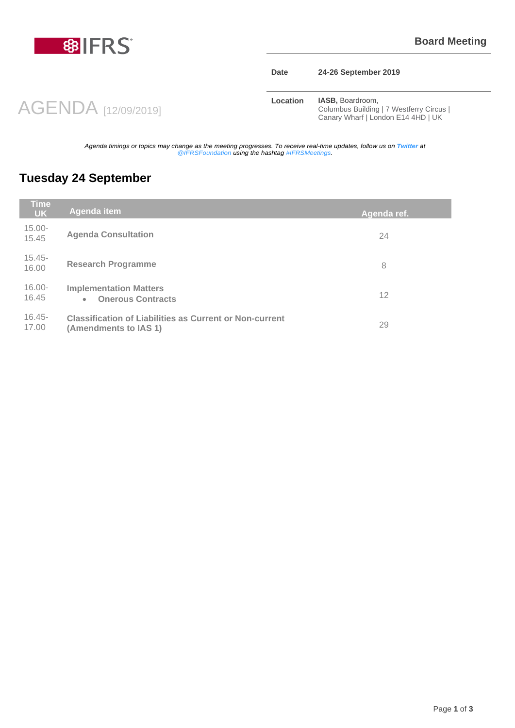IFRS

**Board Meeting**

| | |
|---|---|
| **Date** | **24-26 September 2019** |
| **Location** | **IASB,** Boardroom, Columbus Building \| 7 Westferry Circus \| Canary Wharf \| London E14 4HD \| UK |

# AGENDA [12/09/2019]

*Agenda timings or topics may change as the meeting progresses. To receive real-time updates, follow us on **Twitter** at @IFRSFoundation using the hashtag #IFRSMeetings.*

## Tuesday 24 September

| Time UK | Agenda item | Agenda ref. |
|---|---|---|
| 15.00-15.45 | **Agenda Consultation** | 24 |
| 15.45-16.00 | **Research Programme** | 8 |
| 16.00-16.45 | **Implementation Matters**<br>• **Onerous Contracts** | 12 |
| 16.45-17.00 | **Classification of Liabilities as Current or Non-current (Amendments to IAS 1)** | 29 |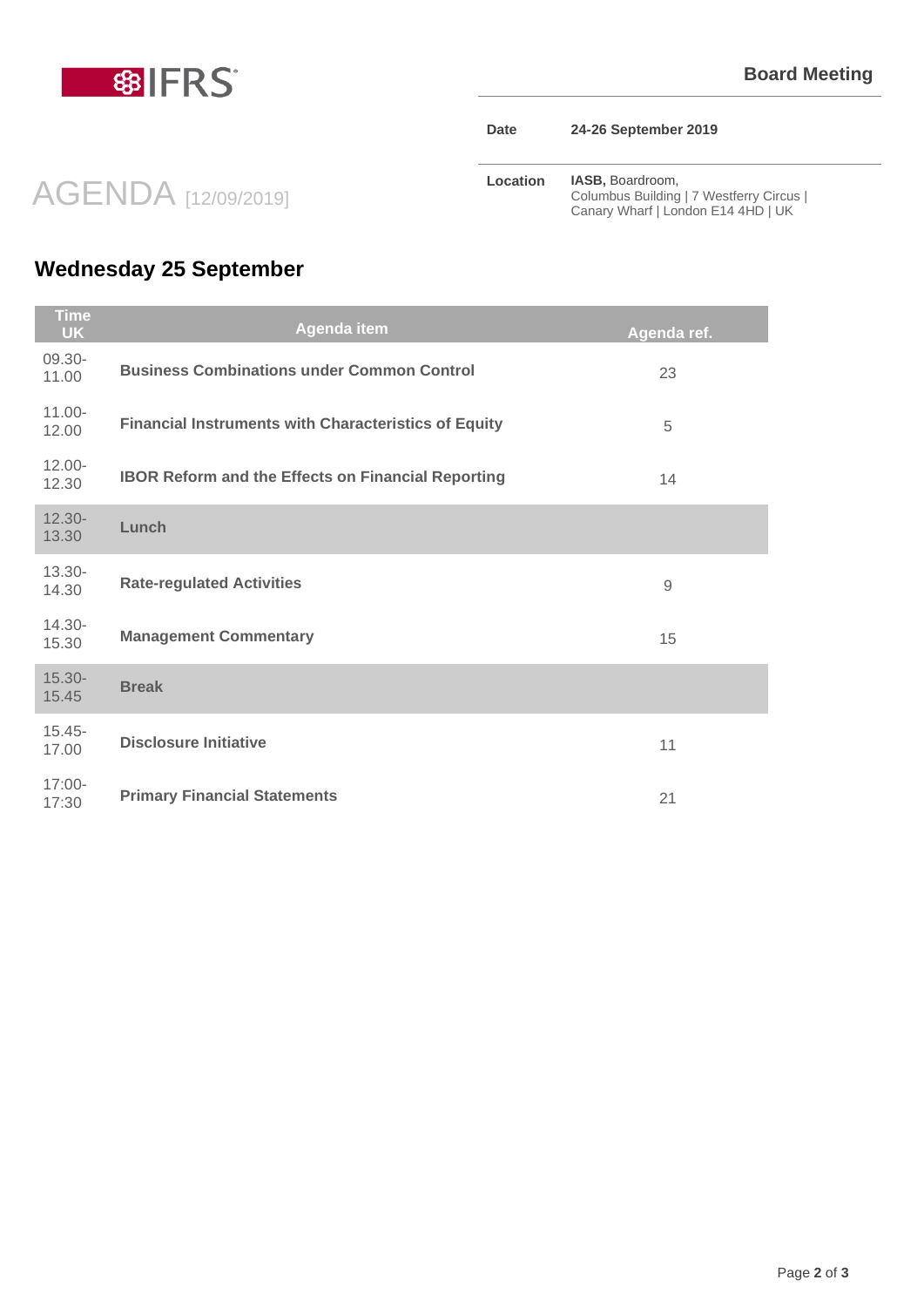**Board Meeting**

| Date | 24-26 September 2019 |
|---|---|
| Location | **IASB,** Boardroom, Columbus Building \| 7 Westferry Circus \| Canary Wharf \| London E14 4HD \| UK |

# AGENDA [12/09/2019]

## Wednesday 25 September

| Time UK | Agenda item | Agenda ref. |
|---|---|---|
| 09.30-11.00 | **Business Combinations under Common Control** | 23 |
| 11.00-12.00 | **Financial Instruments with Characteristics of Equity** | 5 |
| 12.00-12.30 | **IBOR Reform and the Effects on Financial Reporting** | 14 |
| 12.30-13.30 | **Lunch** | |
| 13.30-14.30 | **Rate-regulated Activities** | 9 |
| 14.30-15.30 | **Management Commentary** | 15 |
| 15.30-15.45 | **Break** | |
| 15.45-17.00 | **Disclosure Initiative** | 11 |
| 17:00-17:30 | **Primary Financial Statements** | 21 |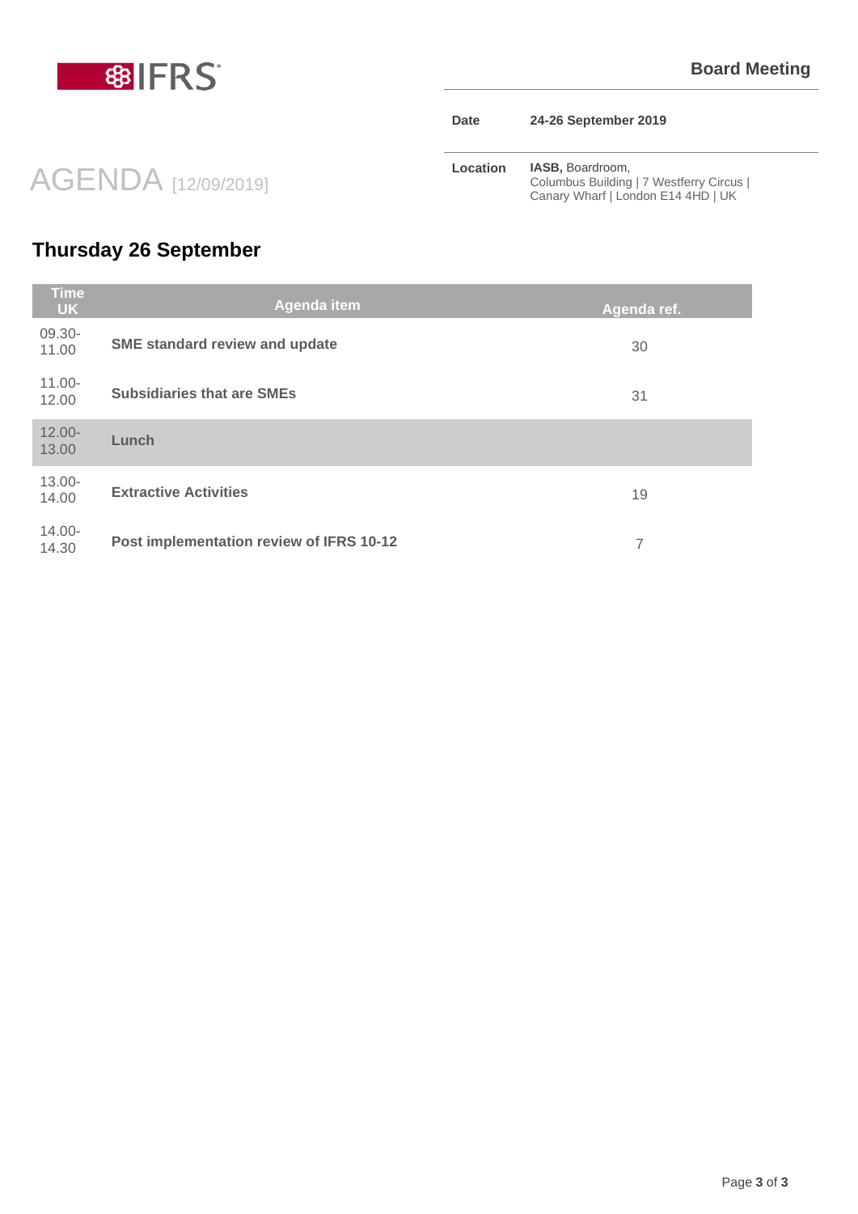IFRS

**Board Meeting**

| | |
|---|---|
| **Date** | **24-26 September 2019** |
| **Location** | **IASB,** Boardroom, Columbus Building \| 7 Westferry Circus \| Canary Wharf \| London E14 4HD \| UK |

# AGENDA [12/09/2019]

## Thursday 26 September

| Time UK | Agenda item | Agenda ref. |
|---|---|---|
| 09.30-11.00 | **SME standard review and update** | 30 |
| 11.00-12.00 | **Subsidiaries that are SMEs** | 31 |
| 12.00-13.00 | **Lunch** | |
| 13.00-14.00 | **Extractive Activities** | 19 |
| 14.00-14.30 | **Post implementation review of IFRS 10-12** | 7 |